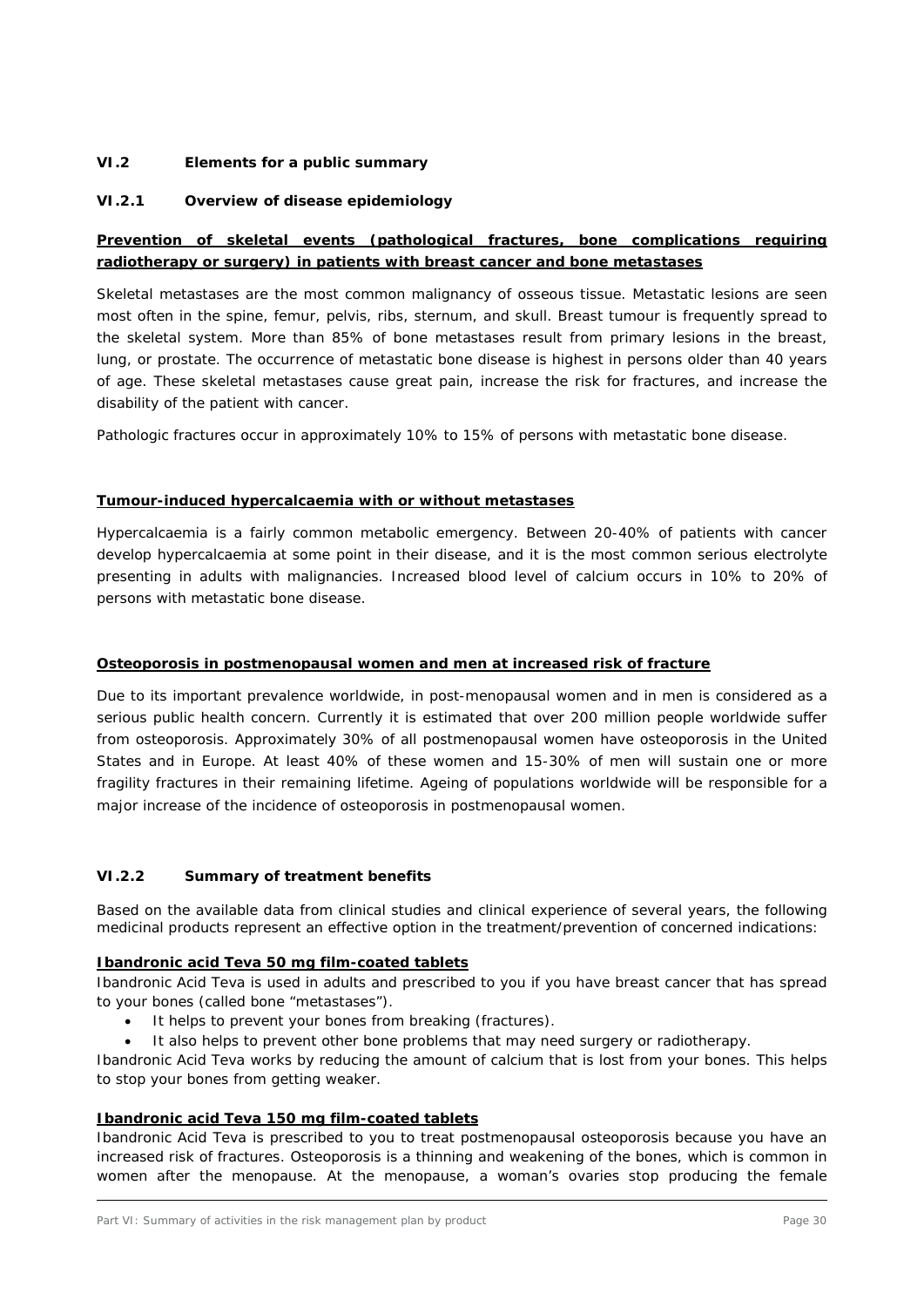## VI.2 Elements for a public summary

### VI.2.1 Overview of disease epidemiology

**Prevention of skeletal events (pathological fractures, bone complications requiring radiotherapy or surgery) in patients with breast cancer and bone metastases**

*Skeletal metastases are the most common malignancy of osseous tissue. Metastatic lesions are seen most often in the spine, femur, pelvis, ribs, sternum, and skull. Breast tumour is frequently spread to the skeletal system. More than 85% of bone metastases result from primary lesions in the breast, lung, or prostate. The occurrence of metastatic bone disease is highest in persons older than 40 years of age. These skeletal metastases cause great pain, increase the risk for fractures, and increase the disability of the patient with cancer.*

*Pathologic fractures occur in approximately 10% to 15% of persons with metastatic bone disease.*

**Tumour-induced hypercalcaemia with or without metastases**

*Hypercalcaemia is a fairly common metabolic emergency. Between 20-40% of patients with cancer develop hypercalcaemia at some point in their disease, and it is the most common serious electrolyte presenting in adults with malignancies. Increased blood level of calcium occurs in 10% to 20% of persons with metastatic bone disease.*

**Osteoporosis in postmenopausal women and men at increased risk of fracture**

*Due to its important prevalence worldwide, in post-menopausal women and in men is considered as a serious public health concern. Currently it is estimated that over 200 million people worldwide suffer from osteoporosis. Approximately 30% of all postmenopausal women have osteoporosis in the United States and in Europe. At least 40% of these women and 15-30% of men will sustain one or more fragility fractures in their remaining lifetime. Ageing of populations worldwide will be responsible for a major increase of the incidence of osteoporosis in postmenopausal women.*

### VI.2.2 Summary of treatment benefits

Based on the available data from clinical studies and clinical experience of several years, the following medicinal products represent an effective option in the treatment/prevention of concerned indications:

**Ibandronic acid Teva 50 mg film-coated tablets**

Ibandronic Acid Teva is used in adults and prescribed to you if you have breast cancer that has spread to your bones (called bone "metastases").

- It helps to prevent your bones from breaking (fractures).
- It also helps to prevent other bone problems that may need surgery or radiotherapy.

Ibandronic Acid Teva works by reducing the amount of calcium that is lost from your bones. This helps to stop your bones from getting weaker.

**Ibandronic acid Teva 150 mg film-coated tablets**

Ibandronic Acid Teva is prescribed to you to treat postmenopausal osteoporosis because you have an increased risk of fractures. Osteoporosis is a thinning and weakening of the bones, which is common in women after the menopause. At the menopause, a woman's ovaries stop producing the female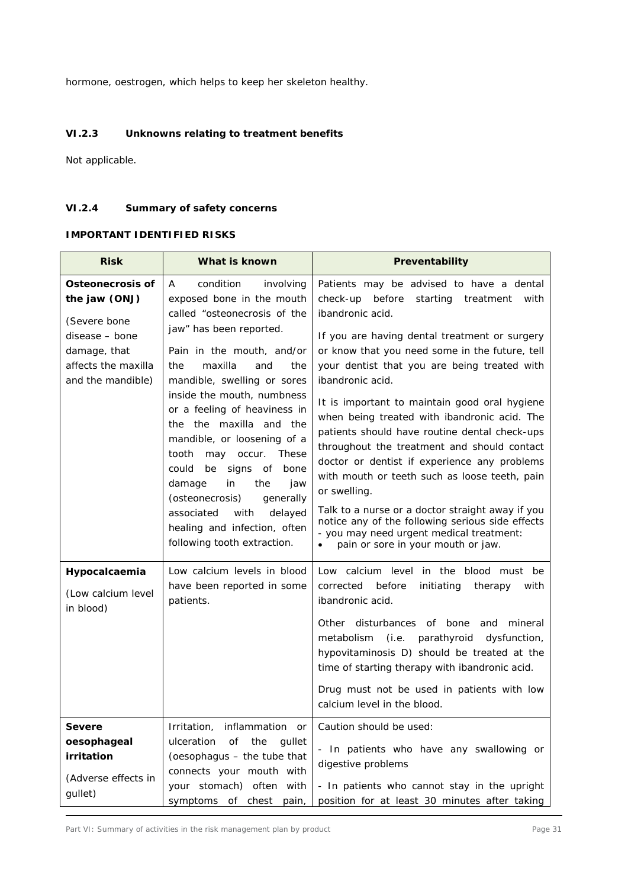hormone, oestrogen, which helps to keep her skeleton healthy.

### VI.2.3 Unknowns relating to treatment benefits

Not applicable.

### VI.2.4 Summary of safety concerns

**IMPORTANT IDENTIFIED RISKS**

| Risk | What is known | Preventability |
|---|---|---|
| **Osteonecrosis of the jaw (ONJ)**<br><br>(Severe bone disease – bone damage, that affects the maxilla and the mandible) | A condition involving exposed bone in the mouth called "osteonecrosis of the jaw" has been reported.<br><br>Pain in the mouth, and/or the maxilla and the mandible, swelling or sores inside the mouth, numbness or a feeling of heaviness in the the maxilla and the mandible, or loosening of a tooth may occur. These could be signs of bone damage in the jaw (osteonecrosis) generally associated with delayed healing and infection, often following tooth extraction. | Patients may be advised to have a dental check-up before starting treatment with ibandronic acid.<br><br>If you are having dental treatment or surgery or know that you need some in the future, tell your dentist that you are being treated with ibandronic acid.<br><br>It is important to maintain good oral hygiene when being treated with ibandronic acid. The patients should have routine dental check-ups throughout the treatment and should contact doctor or dentist if experience any problems with mouth or teeth such as loose teeth, pain or swelling.<br><br>Talk to a nurse or a doctor straight away if you notice any of the following serious side effects - you may need urgent medical treatment:<br>• pain or sore in your mouth or jaw. |
| **Hypocalcaemia**<br><br>(Low calcium level in blood) | Low calcium levels in blood have been reported in some patients. | Low calcium level in the blood must be corrected before initiating therapy with ibandronic acid.<br><br>Other disturbances of bone and mineral metabolism (i.e. parathyroid dysfunction, hypovitaminosis D) should be treated at the time of starting therapy with ibandronic acid.<br><br>Drug must not be used in patients with low calcium level in the blood. |
| **Severe oesophageal irritation**<br><br>(Adverse effects in gullet) | Irritation, inflammation or ulceration of the gullet (oesophagus – the tube that connects your mouth with your stomach) often with symptoms of chest pain, | Caution should be used:<br><br>- In patients who have any swallowing or digestive problems<br><br>- In patients who cannot stay in the upright position for at least 30 minutes after taking |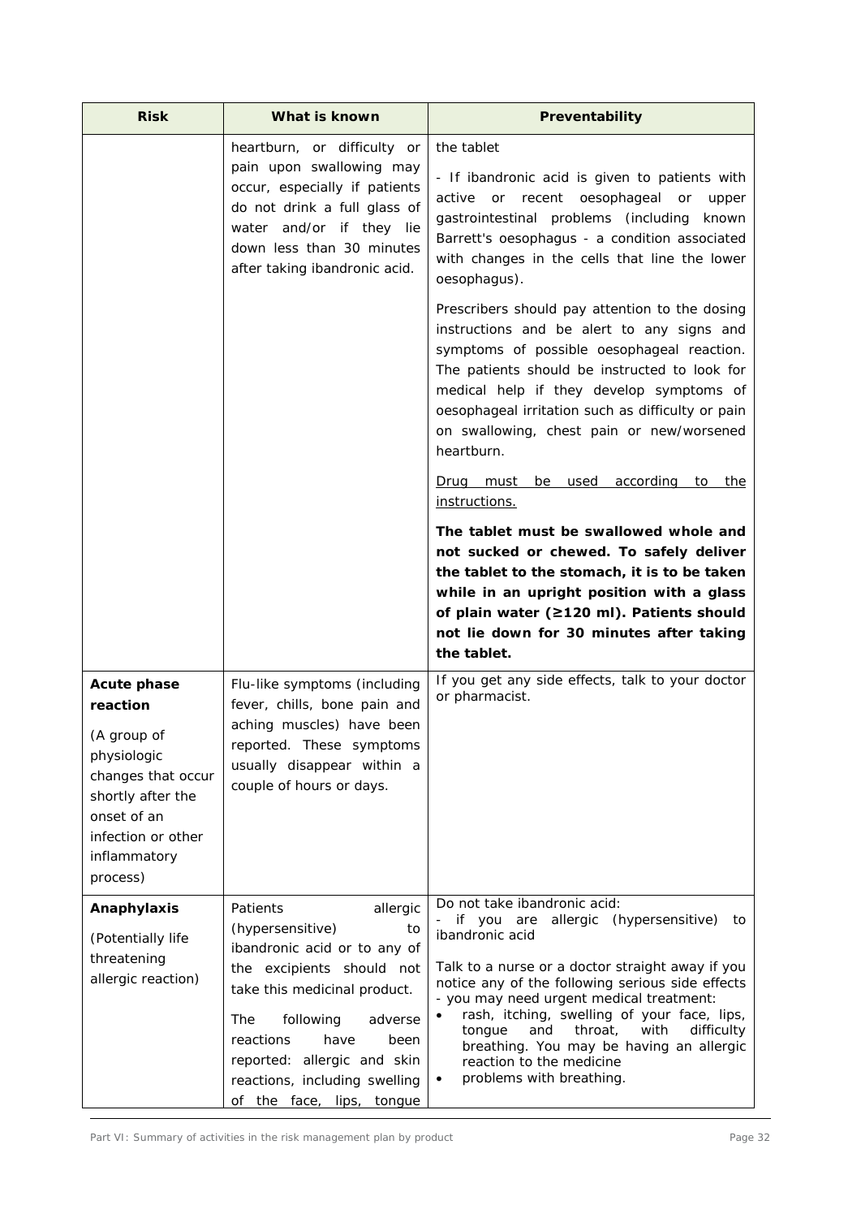| Risk | What is known | Preventability |
|---|---|---|
| | heartburn, or difficulty or pain upon swallowing may occur, especially if patients do not drink a full glass of water and/or if they lie down less than 30 minutes after taking ibandronic acid. | the tablet<br><br>- If ibandronic acid is given to patients with active or recent oesophageal or upper gastrointestinal problems (including known Barrett's oesophagus - a condition associated with changes in the cells that line the lower oesophagus).<br><br>Prescribers should pay attention to the dosing instructions and be alert to any signs and symptoms of possible oesophageal reaction. The patients should be instructed to look for medical help if they develop symptoms of oesophageal irritation such as difficulty or pain on swallowing, chest pain or new/worsened heartburn.<br><br><u>Drug must be used according to the instructions.</u><br><br>**The tablet must be swallowed whole and not sucked or chewed. To safely deliver the tablet to the stomach, it is to be taken while in an upright position with a glass of plain water (≥120 ml). Patients should not lie down for 30 minutes after taking the tablet.** |
| **Acute phase reaction**<br><br>(A group of physiologic changes that occur shortly after the onset of an infection or other inflammatory process) | Flu-like symptoms (including fever, chills, bone pain and aching muscles) have been reported. These symptoms usually disappear within a couple of hours or days. | If you get any side effects, talk to your doctor or pharmacist. |
| **Anaphylaxis**<br><br>(Potentially life threatening allergic reaction) | Patients allergic (hypersensitive) to ibandronic acid or to any of the excipients should not take this medicinal product.<br><br>The following adverse reactions have been reported: allergic and skin reactions, including swelling of the face, lips, tongue | Do not take ibandronic acid:<br>- if you are allergic (hypersensitive) to ibandronic acid<br><br>Talk to a nurse or a doctor straight away if you notice any of the following serious side effects - you may need urgent medical treatment:<br>• rash, itching, swelling of your face, lips, tongue and throat, with difficulty breathing. You may be having an allergic reaction to the medicine<br>• problems with breathing. |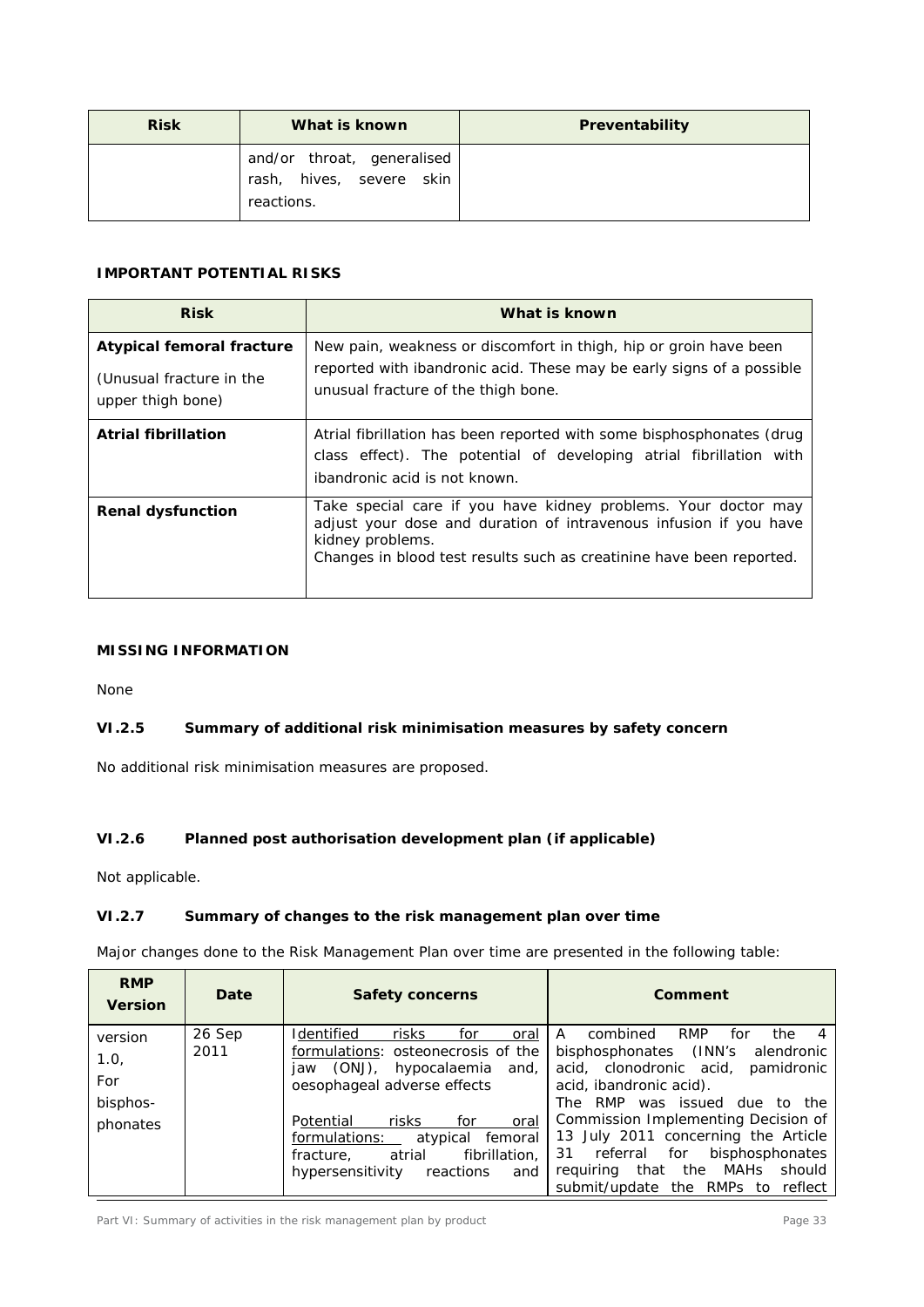| Risk | What is known | Preventability |
|---|---|---|
| | and/or throat, generalised rash, hives, severe skin reactions. | |

**IMPORTANT POTENTIAL RISKS**

| Risk | What is known |
|---|---|
| **Atypical femoral fracture** (Unusual fracture in the upper thigh bone) | New pain, weakness or discomfort in thigh, hip or groin have been reported with ibandronic acid. These may be early signs of a possible unusual fracture of the thigh bone. |
| **Atrial fibrillation** | Atrial fibrillation has been reported with some bisphosphonates (drug class effect). The potential of developing atrial fibrillation with ibandronic acid is not known. |
| **Renal dysfunction** | Take special care if you have kidney problems. Your doctor may adjust your dose and duration of intravenous infusion if you have kidney problems. Changes in blood test results such as creatinine have been reported. |

**MISSING INFORMATION**

None

### VI.2.5 Summary of additional risk minimisation measures by safety concern

No additional risk minimisation measures are proposed.

### VI.2.6 Planned post authorisation development plan (if applicable)

Not applicable.

### VI.2.7 Summary of changes to the risk management plan over time

Major changes done to the Risk Management Plan over time are presented in the following table:

| RMP Version | Date | Safety concerns | Comment |
|---|---|---|---|
| version 1.0, For bisphos-phonates | 26 Sep 2011 | Identified risks for oral formulations: osteonecrosis of the jaw (ONJ), hypocalaemia and, oesophageal adverse effects<br><br>Potential risks for oral formulations: atypical femoral fracture, atrial fibrillation, hypersensitivity reactions and | A combined RMP for the 4 bisphosphonates (INN's alendronic acid, clonodronic acid, pamidronic acid, ibandronic acid).<br>The RMP was issued due to the Commission Implementing Decision of 13 July 2011 concerning the Article 31 referral for bisphosphonates requiring that the MAHs should submit/update the RMPs to reflect |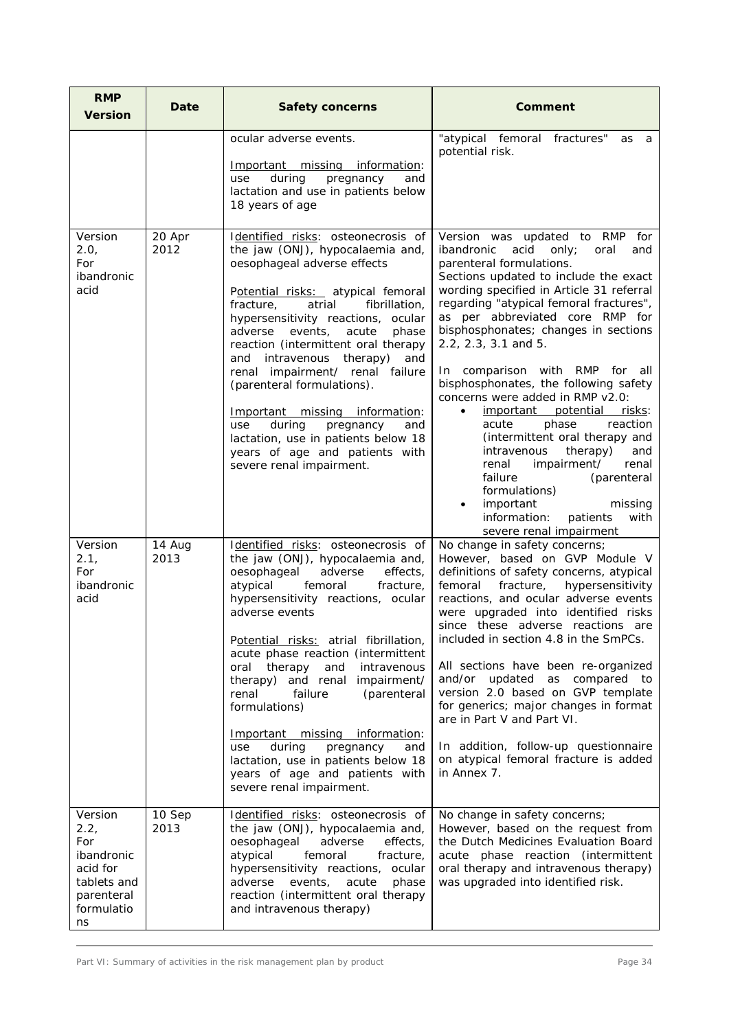| RMP Version | Date | Safety concerns | Comment |
|---|---|---|---|
| | | ocular adverse events.<br><br>Important missing information: use during pregnancy and lactation and use in patients below 18 years of age | "atypical femoral fractures" as a potential risk. |
| Version 2.0, For ibandronic acid | 20 Apr 2012 | Identified risks: osteonecrosis of the jaw (ONJ), hypocalaemia and, oesophageal adverse effects<br><br>Potential risks: atypical femoral fracture, atrial fibrillation, hypersensitivity reactions, ocular adverse events, acute phase reaction (intermittent oral therapy and intravenous therapy) and renal impairment/ renal failure (parenteral formulations).<br><br>Important missing information: use during pregnancy and lactation, use in patients below 18 years of age and patients with severe renal impairment. | Version was updated to RMP for ibandronic acid only; oral and parenteral formulations.<br>Sections updated to include the exact wording specified in Article 31 referral regarding "atypical femoral fractures", as per abbreviated core RMP for bisphosphonates; changes in sections 2.2, 2.3, 3.1 and 5.<br><br>In comparison with RMP for all bisphosphonates, the following safety concerns were added in RMP v2.0:<br>• important potential risks: acute phase reaction (intermittent oral therapy and intravenous therapy) and renal impairment/ renal failure (parenteral formulations)<br>• important missing information: patients with severe renal impairment |
| Version 2.1, For ibandronic acid | 14 Aug 2013 | Identified risks: osteonecrosis of the jaw (ONJ), hypocalaemia and, oesophageal adverse effects, atypical femoral fracture, hypersensitivity reactions, ocular adverse events<br><br>Potential risks: atrial fibrillation, acute phase reaction (intermittent oral therapy and intravenous therapy) and renal impairment/ renal failure (parenteral formulations)<br><br>Important missing information: use during pregnancy and lactation, use in patients below 18 years of age and patients with severe renal impairment. | No change in safety concerns;<br>However, based on GVP Module V definitions of safety concerns, atypical femoral fracture, hypersensitivity reactions, and ocular adverse events were upgraded into identified risks since these adverse reactions are included in section 4.8 in the SmPCs.<br><br>All sections have been re-organized and/or updated as compared to version 2.0 based on GVP template for generics; major changes in format are in Part V and Part VI.<br><br>In addition, follow-up questionnaire on atypical femoral fracture is added in Annex 7. |
| Version 2.2, For ibandronic acid for tablets and parenteral formulations | 10 Sep 2013 | Identified risks: osteonecrosis of the jaw (ONJ), hypocalaemia and, oesophageal adverse effects, atypical femoral fracture, hypersensitivity reactions, ocular adverse events, acute phase reaction (intermittent oral therapy and intravenous therapy) | No change in safety concerns;<br>However, based on the request from the Dutch Medicines Evaluation Board acute phase reaction (intermittent oral therapy and intravenous therapy) was upgraded into identified risk. |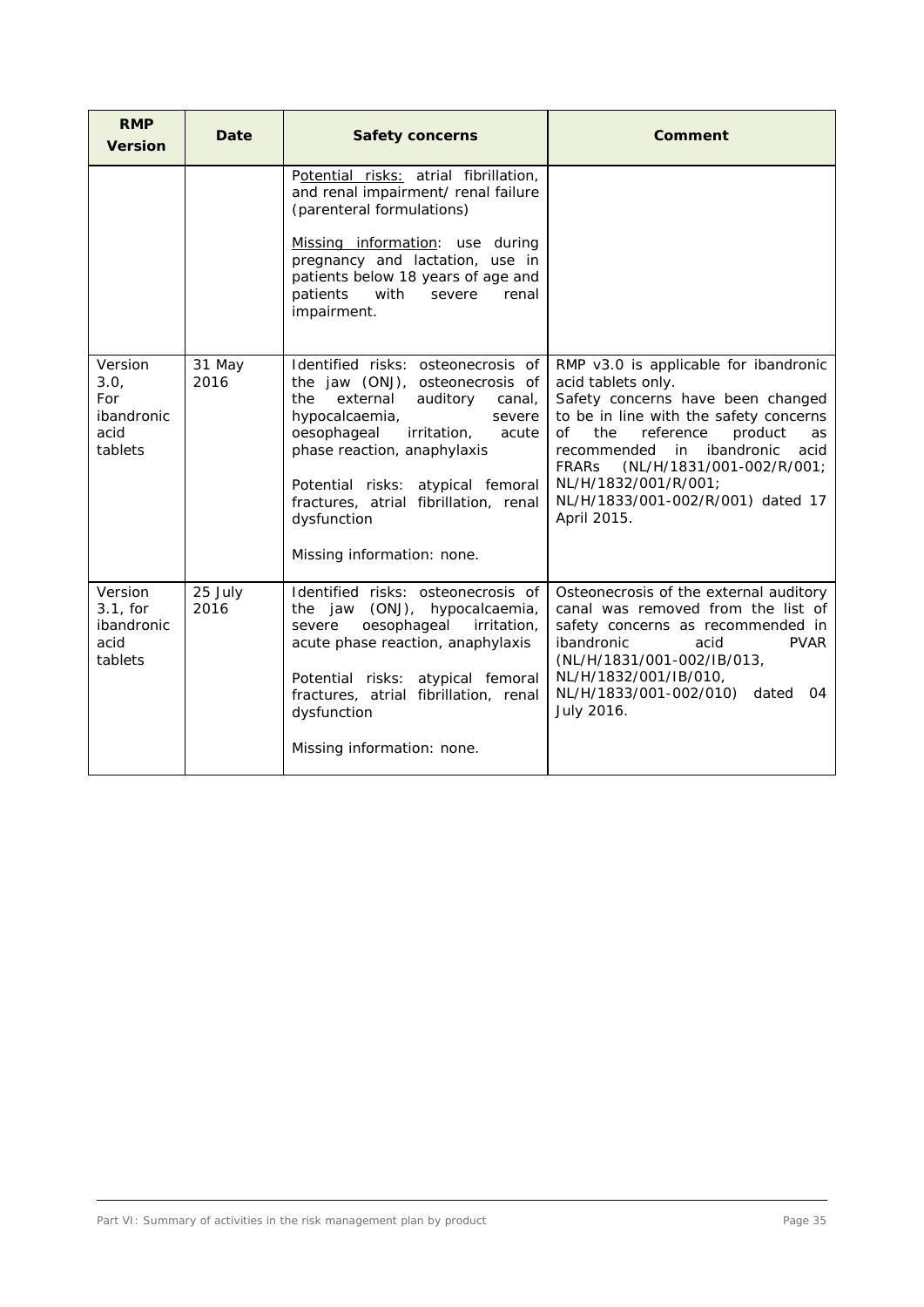| RMP Version | Date | Safety concerns | Comment |
|---|---|---|---|
| | | Potential risks: atrial fibrillation, and renal impairment/ renal failure (parenteral formulations)<br><br>Missing information: use during pregnancy and lactation, use in patients below 18 years of age and patients with severe renal impairment. | |
| Version 3.0, For ibandronic acid tablets | 31 May 2016 | Identified risks: osteonecrosis of the jaw (ONJ), osteonecrosis of the external auditory canal, hypocalcaemia, severe oesophageal irritation, acute phase reaction, anaphylaxis<br><br>Potential risks: atypical femoral fractures, atrial fibrillation, renal dysfunction<br><br>Missing information: none. | RMP v3.0 is applicable for ibandronic acid tablets only.<br>Safety concerns have been changed to be in line with the safety concerns of the reference product as recommended in ibandronic acid FRARs (NL/H/1831/001-002/R/001; NL/H/1832/001/R/001; NL/H/1833/001-002/R/001) dated 17 April 2015. |
| Version 3.1, for ibandronic acid tablets | 25 July 2016 | Identified risks: osteonecrosis of the jaw (ONJ), hypocalcaemia, severe oesophageal irritation, acute phase reaction, anaphylaxis<br><br>Potential risks: atypical femoral fractures, atrial fibrillation, renal dysfunction<br><br>Missing information: none. | Osteonecrosis of the external auditory canal was removed from the list of safety concerns as recommended in ibandronic acid PVAR (NL/H/1831/001-002/IB/013, NL/H/1832/001/IB/010, NL/H/1833/001-002/010) dated 04 July 2016. |